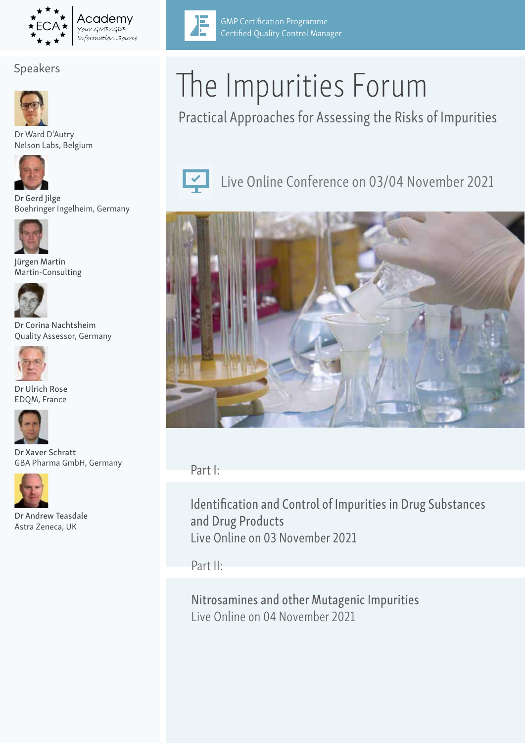ECA Academy
Your GMP/GDP Information Source

GMP Certification Programme
Certified Quality Control Manager

# The Impurities Forum

## Practical Approaches for Assessing the Risks of Impurities

Live Online Conference on 03/04 November 2021

## Speakers

Dr Ward D'Autry
Nelson Labs, Belgium

Dr Gerd Jilge
Boehringer Ingelheim, Germany

Jürgen Martin
Martin-Consulting

Dr Corina Nachtsheim
Quality Assessor, Germany

Dr Ulrich Rose
EDQM, France

Dr Xaver Schratt
GBA Pharma GmbH, Germany

Dr Andrew Teasdale
Astra Zeneca, UK

Part I:

Identification and Control of Impurities in Drug Substances and Drug Products
Live Online on 03 November 2021

Part II:

Nitrosamines and other Mutagenic Impurities
Live Online on 04 November 2021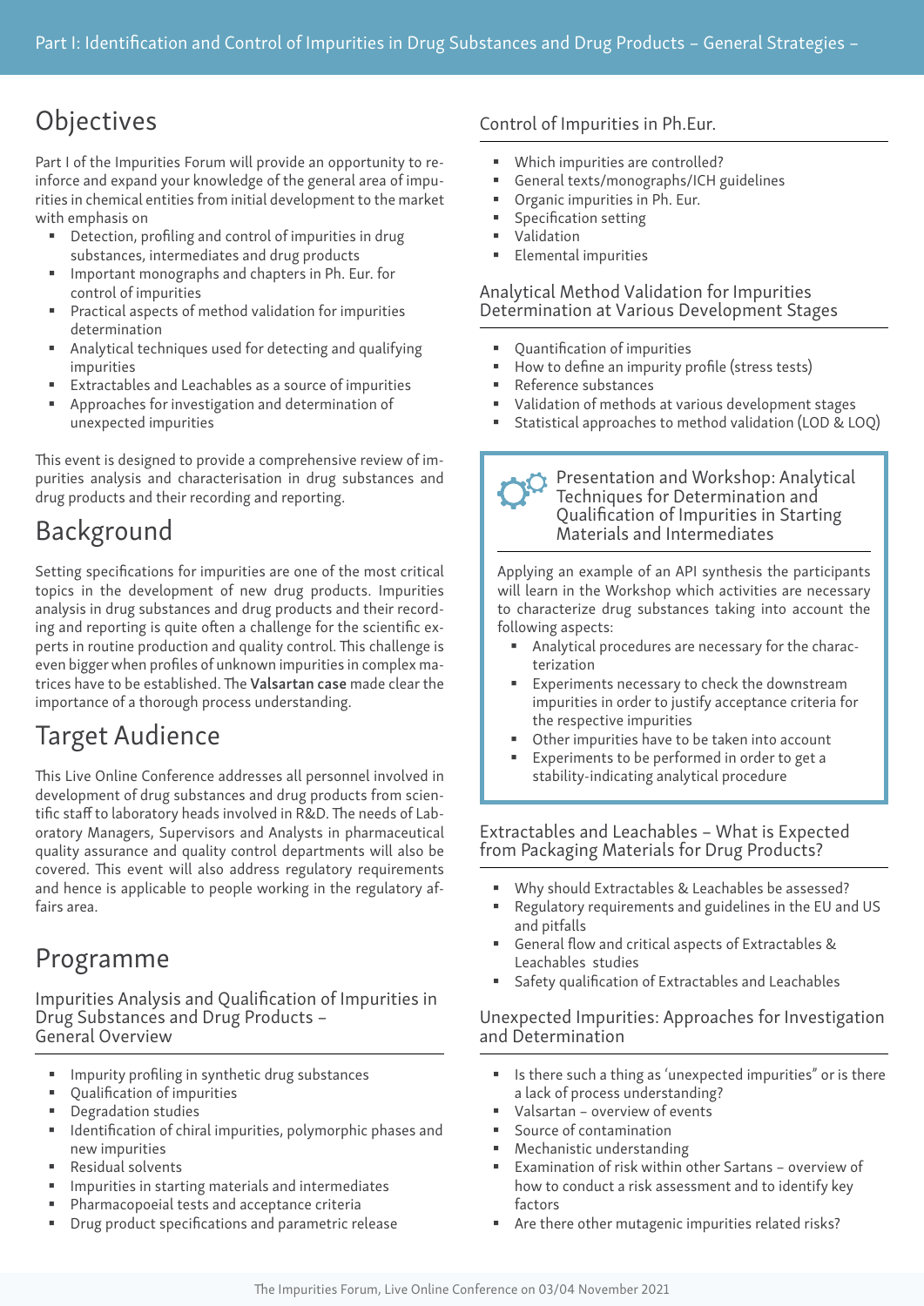## Objectives

Part I of the Impurities Forum will provide an opportunity to reinforce and expand your knowledge of the general area of impurities in chemical entities from initial development to the market with emphasis on

- Detection, profiling and control of impurities in drug substances, intermediates and drug products
- Important monographs and chapters in Ph. Eur. for control of impurities
- Practical aspects of method validation for impurities determination
- Analytical techniques used for detecting and qualifying impurities
- Extractables and Leachables as a source of impurities
- Approaches for investigation and determination of unexpected impurities

This event is designed to provide a comprehensive review of impurities analysis and characterisation in drug substances and drug products and their recording and reporting.

## Background

Setting specifications for impurities are one of the most critical topics in the development of new drug products. Impurities analysis in drug substances and drug products and their recording and reporting is quite often a challenge for the scientific experts in routine production and quality control. This challenge is even bigger when profiles of unknown impurities in complex matrices have to be established. The **Valsartan case** made clear the importance of a thorough process understanding.

## Target Audience

This Live Online Conference addresses all personnel involved in development of drug substances and drug products from scientific staff to laboratory heads involved in R&D. The needs of Laboratory Managers, Supervisors and Analysts in pharmaceutical quality assurance and quality control departments will also be covered. This event will also address regulatory requirements and hence is applicable to people working in the regulatory affairs area.

## Programme

### Impurities Analysis and Qualification of Impurities in Drug Substances and Drug Products – General Overview

- Impurity profiling in synthetic drug substances
- Qualification of impurities
- Degradation studies
- Identification of chiral impurities, polymorphic phases and new impurities
- Residual solvents
- Impurities in starting materials and intermediates
- Pharmacopoeial tests and acceptance criteria
- Drug product specifications and parametric release

### Control of Impurities in Ph.Eur.

- Which impurities are controlled?
- General texts/monographs/ICH guidelines
- Organic impurities in Ph. Eur.
- Specification setting
- Validation
- Elemental impurities

### Analytical Method Validation for Impurities Determination at Various Development Stages

- Quantification of impurities
- How to define an impurity profile (stress tests)
- Reference substances
- Validation of methods at various development stages
- Statistical approaches to method validation (LOD & LOQ)

### Presentation and Workshop: Analytical Techniques for Determination and Qualification of Impurities in Starting Materials and Intermediates

Applying an example of an API synthesis the participants will learn in the Workshop which activities are necessary to characterize drug substances taking into account the following aspects:

- Analytical procedures are necessary for the characterization
- Experiments necessary to check the downstream impurities in order to justify acceptance criteria for the respective impurities
- Other impurities have to be taken into account
- Experiments to be performed in order to get a stability-indicating analytical procedure

### Extractables and Leachables – What is Expected from Packaging Materials for Drug Products?

- Why should Extractables & Leachables be assessed?
- Regulatory requirements and guidelines in the EU and US and pitfalls
- General flow and critical aspects of Extractables & Leachables studies
- Safety qualification of Extractables and Leachables

### Unexpected Impurities: Approaches for Investigation and Determination

- Is there such a thing as 'unexpected impurities" or is there a lack of process understanding?
- Valsartan – overview of events
- Source of contamination
- Mechanistic understanding
- Examination of risk within other Sartans – overview of how to conduct a risk assessment and to identify key factors
- Are there other mutagenic impurities related risks?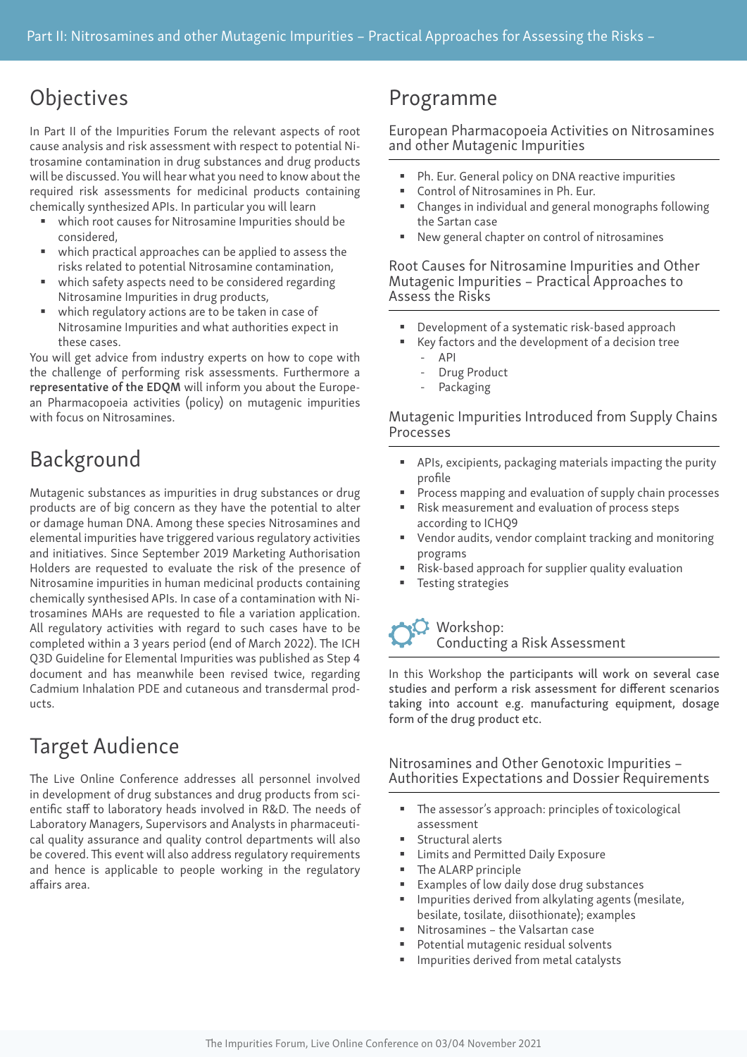# Part II: Nitrosamines and other Mutagenic Impurities – Practical Approaches for Assessing the Risks –

## Objectives

In Part II of the Impurities Forum the relevant aspects of root cause analysis and risk assessment with respect to potential Nitrosamine contamination in drug substances and drug products will be discussed. You will hear what you need to know about the required risk assessments for medicinal products containing chemically synthesized APIs. In particular you will learn

- which root causes for Nitrosamine Impurities should be considered,
- which practical approaches can be applied to assess the risks related to potential Nitrosamine contamination,
- which safety aspects need to be considered regarding Nitrosamine Impurities in drug products,
- which regulatory actions are to be taken in case of Nitrosamine Impurities and what authorities expect in these cases.

You will get advice from industry experts on how to cope with the challenge of performing risk assessments. Furthermore a **representative of the EDQM** will inform you about the European Pharmacopoeia activities (policy) on mutagenic impurities with focus on Nitrosamines.

## Background

Mutagenic substances as impurities in drug substances or drug products are of big concern as they have the potential to alter or damage human DNA. Among these species Nitrosamines and elemental impurities have triggered various regulatory activities and initiatives. Since September 2019 Marketing Authorisation Holders are requested to evaluate the risk of the presence of Nitrosamine impurities in human medicinal products containing chemically synthesised APIs. In case of a contamination with Nitrosamines MAHs are requested to file a variation application. All regulatory activities with regard to such cases have to be completed within a 3 years period (end of March 2022). The ICH Q3D Guideline for Elemental Impurities was published as Step 4 document and has meanwhile been revised twice, regarding Cadmium Inhalation PDE and cutaneous and transdermal products.

## Target Audience

The Live Online Conference addresses all personnel involved in development of drug substances and drug products from scientific staff to laboratory heads involved in R&D. The needs of Laboratory Managers, Supervisors and Analysts in pharmaceutical quality assurance and quality control departments will also be covered. This event will also address regulatory requirements and hence is applicable to people working in the regulatory affairs area.

## Programme

### European Pharmacopoeia Activities on Nitrosamines and other Mutagenic Impurities

- Ph. Eur. General policy on DNA reactive impurities
- Control of Nitrosamines in Ph. Eur.
- Changes in individual and general monographs following the Sartan case
- New general chapter on control of nitrosamines

### Root Causes for Nitrosamine Impurities and Other Mutagenic Impurities – Practical Approaches to Assess the Risks

- Development of a systematic risk-based approach
- Key factors and the development of a decision tree
  - API
  - Drug Product
  - Packaging

### Mutagenic Impurities Introduced from Supply Chains Processes

- APIs, excipients, packaging materials impacting the purity profile
- Process mapping and evaluation of supply chain processes
- Risk measurement and evaluation of process steps according to ICHQ9
- Vendor audits, vendor complaint tracking and monitoring programs
- Risk-based approach for supplier quality evaluation
- Testing strategies

### Workshop: Conducting a Risk Assessment

In this Workshop the participants will work on several case studies and perform a risk assessment for different scenarios taking into account e.g. manufacturing equipment, dosage form of the drug product etc.

### Nitrosamines and Other Genotoxic Impurities – Authorities Expectations and Dossier Requirements

- The assessor's approach: principles of toxicological assessment
- Structural alerts
- Limits and Permitted Daily Exposure
- The ALARP principle
- Examples of low daily dose drug substances
- Impurities derived from alkylating agents (mesilate, besilate, tosilate, diisothionate); examples
- Nitrosamines – the Valsartan case
- Potential mutagenic residual solvents
- Impurities derived from metal catalysts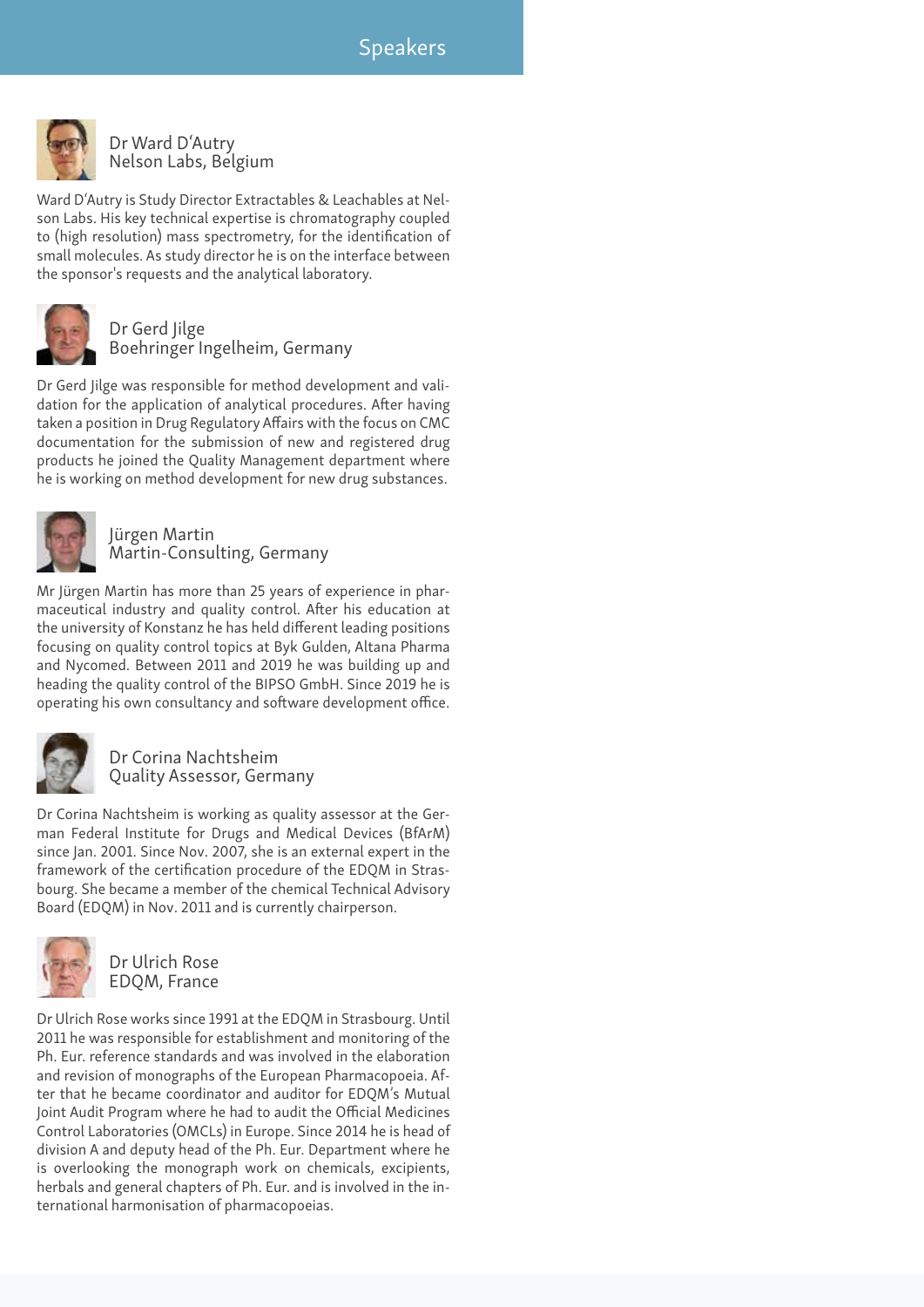# Speakers

**Dr Ward D'Autry**
Nelson Labs, Belgium

Ward D'Autry is Study Director Extractables & Leachables at Nelson Labs. His key technical expertise is chromatography coupled to (high resolution) mass spectrometry, for the identification of small molecules. As study director he is on the interface between the sponsor's requests and the analytical laboratory.

**Dr Gerd Jilge**
Boehringer Ingelheim, Germany

Dr Gerd Jilge was responsible for method development and validation for the application of analytical procedures. After having taken a position in Drug Regulatory Affairs with the focus on CMC documentation for the submission of new and registered drug products he joined the Quality Management department where he is working on method development for new drug substances.

**Jürgen Martin**
Martin-Consulting, Germany

Mr Jürgen Martin has more than 25 years of experience in pharmaceutical industry and quality control. After his education at the university of Konstanz he has held different leading positions focusing on quality control topics at Byk Gulden, Altana Pharma and Nycomed. Between 2011 and 2019 he was building up and heading the quality control of the BIPSO GmbH. Since 2019 he is operating his own consultancy and software development office.

**Dr Corina Nachtsheim**
Quality Assessor, Germany

Dr Corina Nachtsheim is working as quality assessor at the German Federal Institute for Drugs and Medical Devices (BfArM) since Jan. 2001. Since Nov. 2007, she is an external expert in the framework of the certification procedure of the EDQM in Strasbourg. She became a member of the chemical Technical Advisory Board (EDQM) in Nov. 2011 and is currently chairperson.

**Dr Ulrich Rose**
EDQM, France

Dr Ulrich Rose works since 1991 at the EDQM in Strasbourg. Until 2011 he was responsible for establishment and monitoring of the Ph. Eur. reference standards and was involved in the elaboration and revision of monographs of the European Pharmacopoeia. After that he became coordinator and auditor for EDQM's Mutual Joint Audit Program where he had to audit the Official Medicines Control Laboratories (OMCLs) in Europe. Since 2014 he is head of division A and deputy head of the Ph. Eur. Department where he is overlooking the monograph work on chemicals, excipients, herbals and general chapters of Ph. Eur. and is involved in the international harmonisation of pharmacopoeias.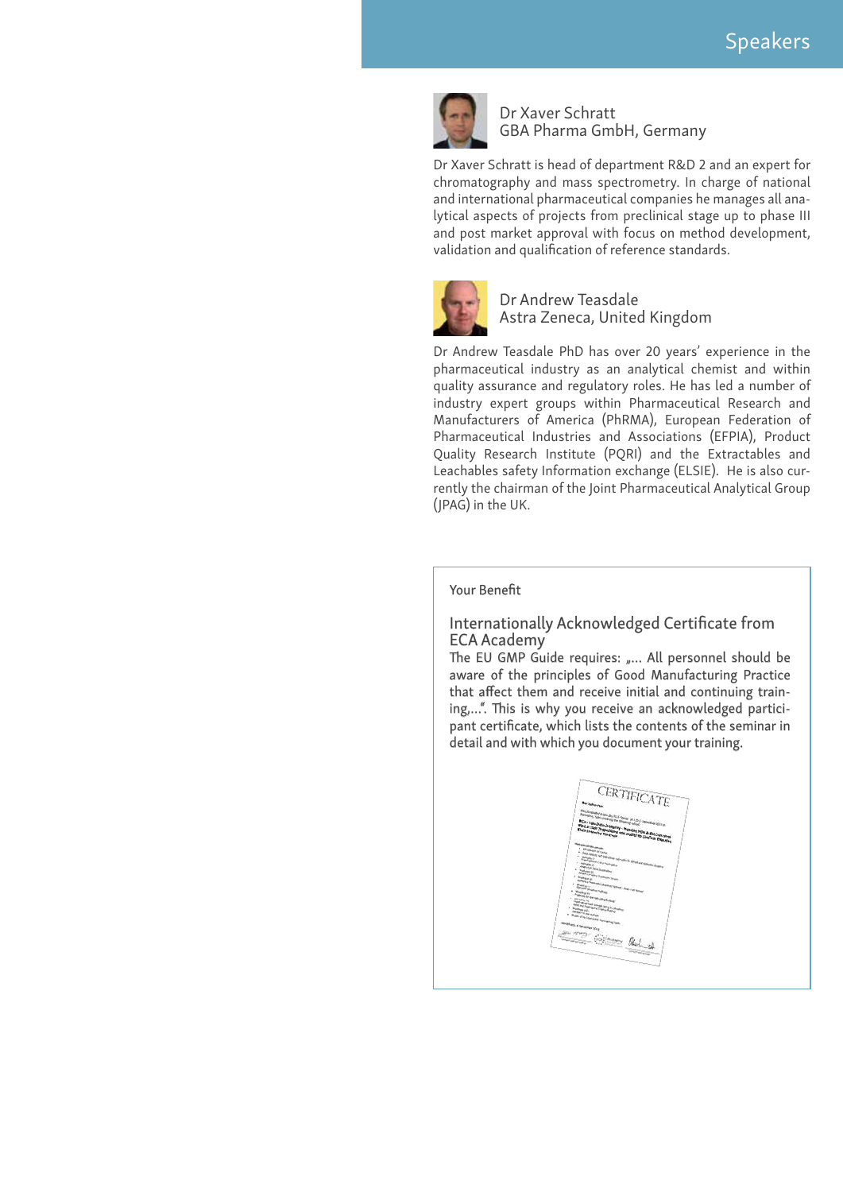# Speakers

**Dr Xaver Schratt**
GBA Pharma GmbH, Germany

Dr Xaver Schratt is head of department R&D 2 and an expert for chromatography and mass spectrometry. In charge of national and international pharmaceutical companies he manages all analytical aspects of projects from preclinical stage up to phase III and post market approval with focus on method development, validation and qualification of reference standards.

**Dr Andrew Teasdale**
Astra Zeneca, United Kingdom

Dr Andrew Teasdale PhD has over 20 years' experience in the pharmaceutical industry as an analytical chemist and within quality assurance and regulatory roles. He has led a number of industry expert groups within Pharmaceutical Research and Manufacturers of America (PhRMA), European Federation of Pharmaceutical Industries and Associations (EFPIA), Product Quality Research Institute (PQRI) and the Extractables and Leachables safety Information exchange (ELSIE). He is also currently the chairman of the Joint Pharmaceutical Analytical Group (JPAG) in the UK.

## Your Benefit

### Internationally Acknowledged Certificate from ECA Academy

The EU GMP Guide requires: „... All personnel should be aware of the principles of Good Manufacturing Practice that affect them and receive initial and continuing training,...". This is why you receive an acknowledged participant certificate, which lists the contents of the seminar in detail and with which you document your training.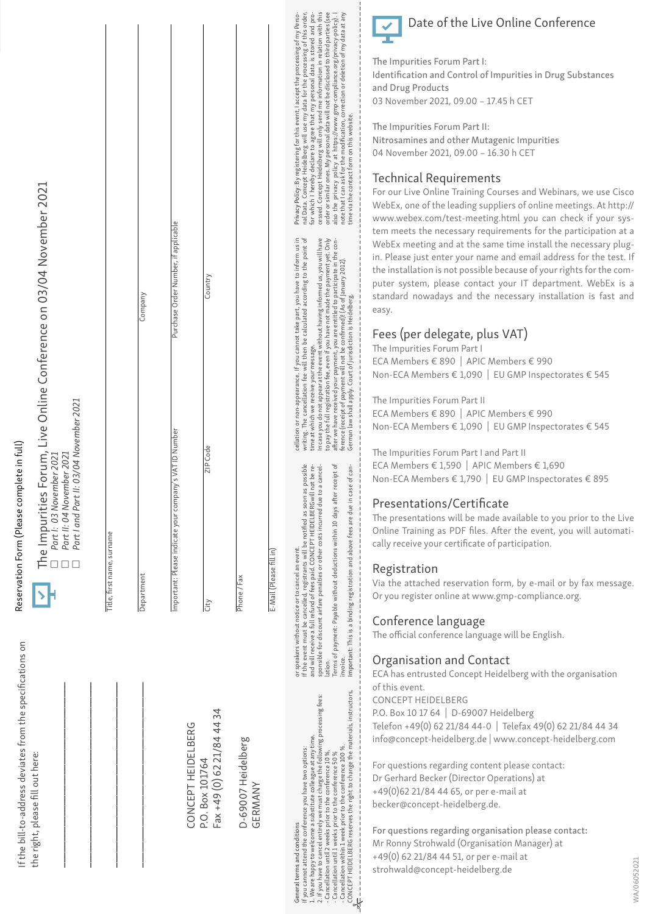If the bill-to-address deviates from the specifications on the right, please fill out here:

CONCEPT HEIDELBERG
P.O. Box 101764
Fax +49 (0) 62 21/84 44 34

D-69007 Heidelberg
GERMANY

## Reservation Form (Please complete in full)

### The Impurities Forum, Live Online Conference on 03/04 November 2021

- ☐ *Part I: 03 November 2021*
- ☐ *Part II: 04 November 2021*
- ☐ *Part I and Part II: 03/04 November 2021*

Title, first name, surname

Department | Company

Important: Please indicate your company's VAT ID Number | Purchase Order Number, if applicable

City | ZIP Code | Country

Phone / Fax

E-Mail (Please fill in)

General terms and conditions
If you cannot attend the conference you have two options:
1. We are happy to welcome a substitute colleague at any time.
2. If you have to cancel entirely we must charge the following processing fees:
- Cancellation until 2 weeks prior to the conference 10 %,
- Cancellation until 1 weeks prior to the conference 50 %
- Cancellation within 1 week prior to the conference 100 %.

CONCEPT HEIDELBERG reserves the right to change the materials, instructors, or speakers without notice or to cancel an event.
If the event must be cancelled, registrants will be notified as soon as possible and will receive a full refund of fees paid. CONCEPT HEIDELBERG will not be responsible for discount airfare penalties or other costs incurred due to a cancellation.
Terms of payment: Payable without deductions within 10 days after receipt of invoice.
Important: This is a binding registration and above fees are due in case of cancellation or non-appearance. If you cannot take part, you have to inform us in writing. The cancellation fee will then be calculated according to the point of time at which we receive your message.
In case you do not appear at the event without having informed us, you will have to pay the full registration fee, even if you have not made the payment yet. Only after we have received your payment, you are entitled to participate in the conference (receipt of payment will not be confirmed)! (As of January 2012).
German law shall apply. Court of jurisdiction is Heidelberg.

Privacy Policy: By registering for this event, I accept the processing of my Personal Data. Concept Heidelberg will use my data for the processing of this order, for which I hereby declare to agree that my personal data is stored and processed. Concept Heidelberg will only send me information in relation with this order or similar ones. My personal data will not be disclosed to third parties (see also the privacy policy at https://www.gmp-compliance.org/privacy-policy). I note that I can ask for the modification, correction or deletion of my data at any time via the contact form on this website.

## Date of the Live Online Conference

The Impurities Forum Part I:
Identification and Control of Impurities in Drug Substances and Drug Products
03 November 2021, 09.00 – 17.45 h CET

The Impurities Forum Part II:
Nitrosamines and other Mutagenic Impurities
04 November 2021, 09.00 – 16.30 h CET

## Technical Requirements

For our Live Online Training Courses and Webinars, we use Cisco WebEx, one of the leading suppliers of online meetings. At http://www.webex.com/test-meeting.html you can check if your system meets the necessary requirements for the participation at a WebEx meeting and at the same time install the necessary plug-in. Please just enter your name and email address for the test. If the installation is not possible because of your rights for the computer system, please contact your IT department. WebEx is a standard nowadays and the necessary installation is fast and easy.

## Fees (per delegate, plus VAT)

The Impurities Forum Part I
ECA Members € 890 | APIC Members € 990
Non-ECA Members € 1,090 | EU GMP Inspectorates € 545

The Impurities Forum Part II
ECA Members € 890 | APIC Members € 990
Non-ECA Members € 1,090 | EU GMP Inspectorates € 545

The Impurities Forum Part I and Part II
ECA Members € 1,590 | APIC Members € 1,690
Non-ECA Members € 1,790 | EU GMP Inspectorates € 895

## Presentations/Certificate

The presentations will be made available to you prior to the Live Online Training as PDF files. After the event, you will automatically receive your certificate of participation.

## Registration

Via the attached reservation form, by e-mail or by fax message. Or you register online at www.gmp-compliance.org.

## Conference language

The official conference language will be English.

## Organisation and Contact

ECA has entrusted Concept Heidelberg with the organisation of this event.
CONCEPT HEIDELBERG
P.O. Box 10 17 64 | D-69007 Heidelberg
Telefon +49(0) 62 21/84 44-0 | Telefax 49(0) 62 21/84 44 34
info@concept-heidelberg.de | www.concept-heidelberg.com

For questions regarding content please contact:
Dr Gerhard Becker (Director Operations) at +49(0)62 21/84 44 65, or per e-mail at becker@concept-heidelberg.de.

For questions regarding organisation please contact:
Mr Ronny Strohwald (Organisation Manager) at +49(0) 62 21/84 44 51, or per e-mail at strohwald@concept-heidelberg.de

WA/06052021